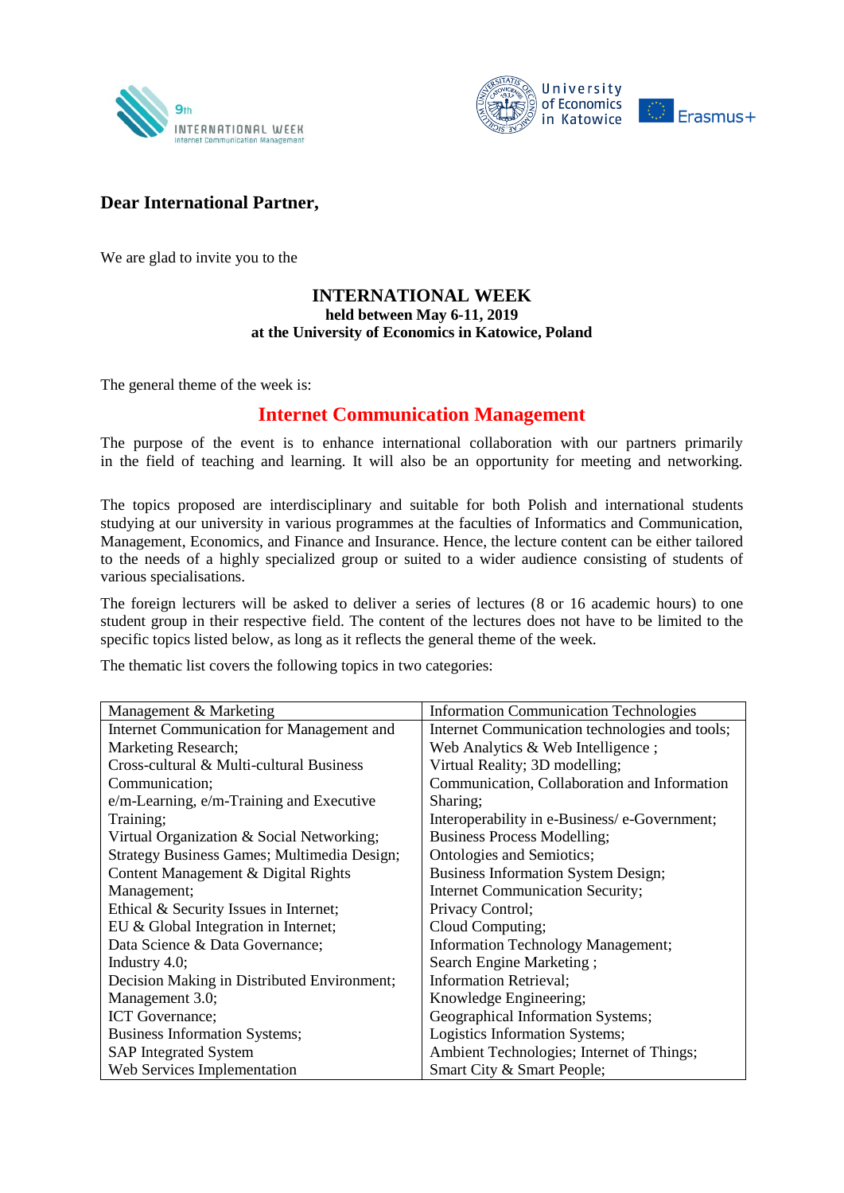9th INTERNATIONAL WEEK Internet Communication Management

University of Economics in Katowice

Erasmus+

**Dear International Partner,**

We are glad to invite you to the

**INTERNATIONAL WEEK**
**held between May 6-11, 2019**
**at the University of Economics in Katowice, Poland**

The general theme of the week is:

## Internet Communication Management

The purpose of the event is to enhance international collaboration with our partners primarily in the field of teaching and learning. It will also be an opportunity for meeting and networking.

The topics proposed are interdisciplinary and suitable for both Polish and international students studying at our university in various programmes at the faculties of Informatics and Communication, Management, Economics, and Finance and Insurance. Hence, the lecture content can be either tailored to the needs of a highly specialized group or suited to a wider audience consisting of students of various specialisations.

The foreign lecturers will be asked to deliver a series of lectures (8 or 16 academic hours) to one student group in their respective field. The content of the lectures does not have to be limited to the specific topics listed below, as long as it reflects the general theme of the week.

The thematic list covers the following topics in two categories:

| Management & Marketing | Information Communication Technologies |
|---|---|
| Internet Communication for Management and Marketing Research;<br>Cross-cultural & Multi-cultural Business Communication;<br>e/m-Learning, e/m-Training and Executive Training;<br>Virtual Organization & Social Networking;<br>Strategy Business Games; Multimedia Design;<br>Content Management & Digital Rights Management;<br>Ethical & Security Issues in Internet;<br>EU & Global Integration in Internet;<br>Data Science & Data Governance;<br>Industry 4.0;<br>Decision Making in Distributed Environment;<br>Management 3.0;<br>ICT Governance;<br>Business Information Systems;<br>SAP Integrated System<br>Web Services Implementation | Internet Communication technologies and tools;<br>Web Analytics & Web Intelligence ;<br>Virtual Reality; 3D modelling;<br>Communication, Collaboration and Information Sharing;<br>Interoperability in e-Business/ e-Government;<br>Business Process Modelling;<br>Ontologies and Semiotics;<br>Business Information System Design;<br>Internet Communication Security;<br>Privacy Control;<br>Cloud Computing;<br>Information Technology Management;<br>Search Engine Marketing ;<br>Information Retrieval;<br>Knowledge Engineering;<br>Geographical Information Systems;<br>Logistics Information Systems;<br>Ambient Technologies; Internet of Things;<br>Smart City & Smart People; |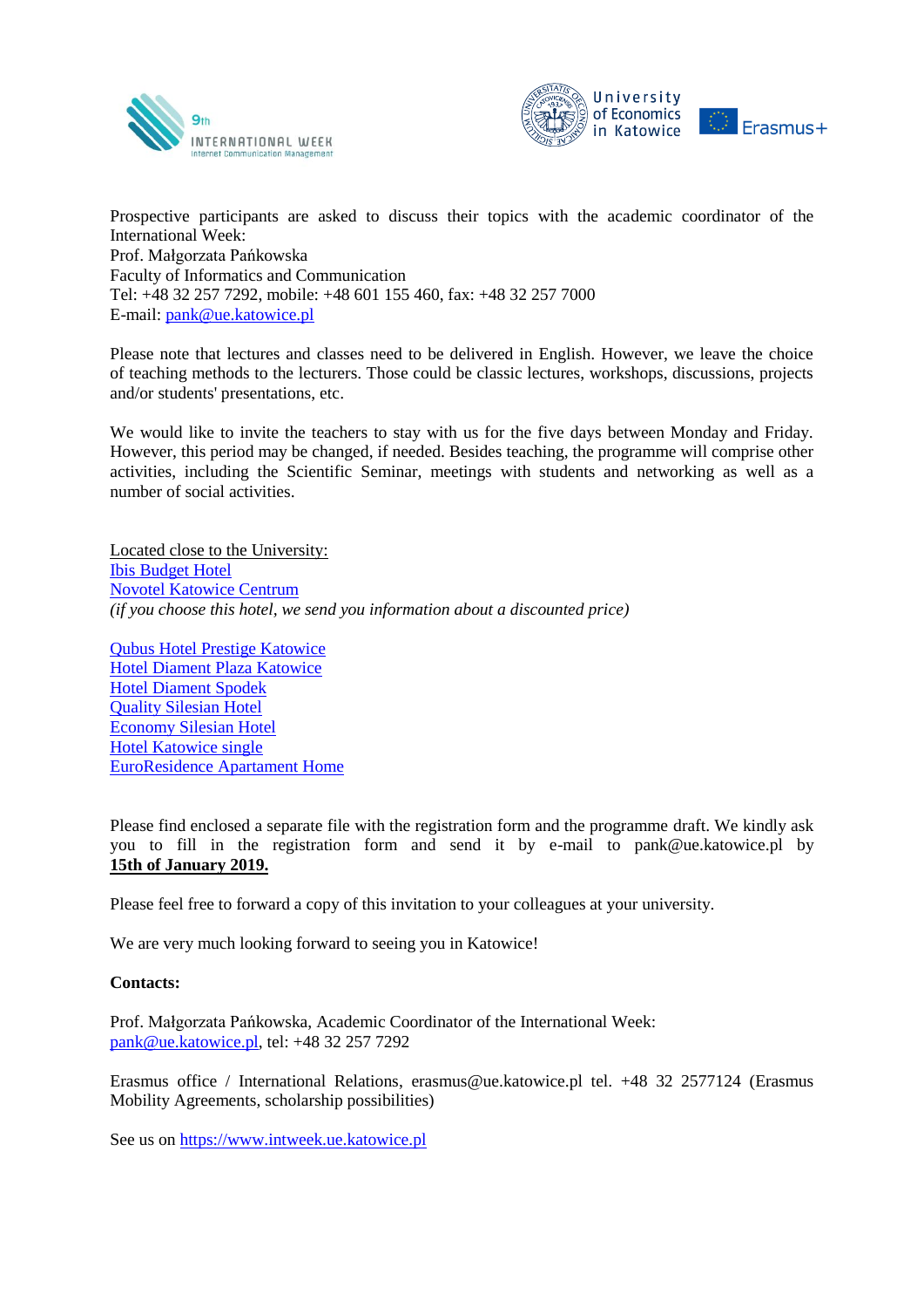Prospective participants are asked to discuss their topics with the academic coordinator of the International Week:
Prof. Małgorzata Pańkowska
Faculty of Informatics and Communication
Tel: +48 32 257 7292, mobile: +48 601 155 460, fax: +48 32 257 7000
E-mail: pank@ue.katowice.pl

Please note that lectures and classes need to be delivered in English. However, we leave the choice of teaching methods to the lecturers. Those could be classic lectures, workshops, discussions, projects and/or students' presentations, etc.

We would like to invite the teachers to stay with us for the five days between Monday and Friday. However, this period may be changed, if needed. Besides teaching, the programme will comprise other activities, including the Scientific Seminar, meetings with students and networking as well as a number of social activities.

Located close to the University:
Ibis Budget Hotel
Novotel Katowice Centrum
*(if you choose this hotel, we send you information about a discounted price)*

Qubus Hotel Prestige Katowice
Hotel Diament Plaza Katowice
Hotel Diament Spodek
Quality Silesian Hotel
Economy Silesian Hotel
Hotel Katowice single
EuroResidence Apartament Home

Please find enclosed a separate file with the registration form and the programme draft. We kindly ask you to fill in the registration form and send it by e-mail to pank@ue.katowice.pl by **15th of January 2019.**

Please feel free to forward a copy of this invitation to your colleagues at your university.

We are very much looking forward to seeing you in Katowice!

**Contacts:**

Prof. Małgorzata Pańkowska, Academic Coordinator of the International Week:
pank@ue.katowice.pl, tel: +48 32 257 7292

Erasmus office / International Relations, erasmus@ue.katowice.pl tel. +48 32 2577124 (Erasmus Mobility Agreements, scholarship possibilities)

See us on https://www.intweek.ue.katowice.pl